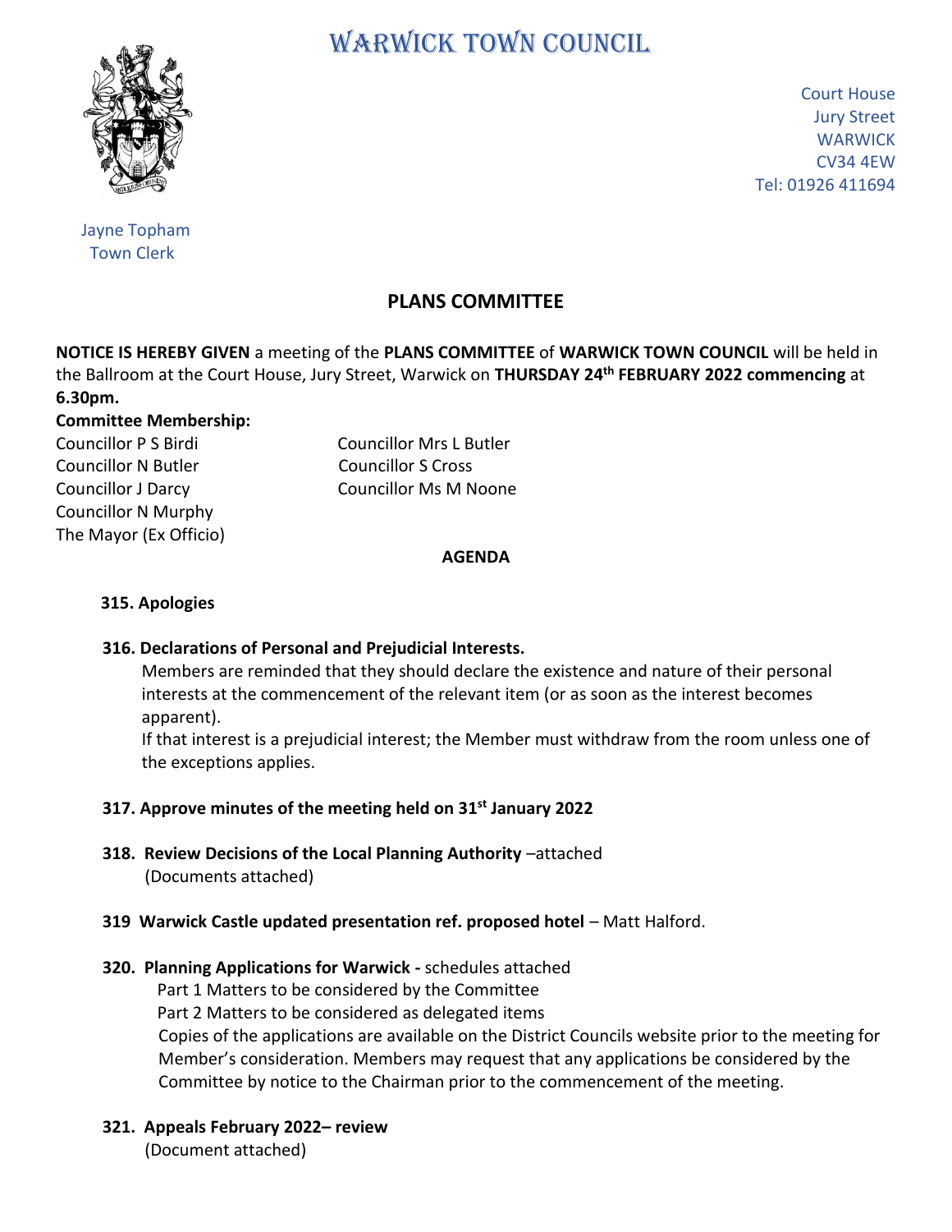# WARWICK TOWN COUNCIL

Court House
Jury Street
WARWICK
CV34 4EW
Tel: 01926 411694

Jayne Topham
Town Clerk

## PLANS COMMITTEE

**NOTICE IS HEREBY GIVEN** a meeting of the **PLANS COMMITTEE** of **WARWICK TOWN COUNCIL** will be held in the Ballroom at the Court House, Jury Street, Warwick on **THURSDAY 24th FEBRUARY 2022 commencing** at **6.30pm.**

**Committee Membership:**

Councillor P S Birdi
Councillor Mrs L Butler
Councillor N Butler
Councillor S Cross
Councillor J Darcy
Councillor Ms M Noone
Councillor N Murphy
The Mayor (Ex Officio)

### AGENDA

**315. Apologies**

**316. Declarations of Personal and Prejudicial Interests.**

Members are reminded that they should declare the existence and nature of their personal interests at the commencement of the relevant item (or as soon as the interest becomes apparent).

If that interest is a prejudicial interest; the Member must withdraw from the room unless one of the exceptions applies.

**317. Approve minutes of the meeting held on 31st January 2022**

**318. Review Decisions of the Local Planning Authority** –attached
(Documents attached)

**319 Warwick Castle updated presentation ref. proposed hotel** – Matt Halford.

**320. Planning Applications for Warwick -** schedules attached
Part 1 Matters to be considered by the Committee
Part 2 Matters to be considered as delegated items
Copies of the applications are available on the District Councils website prior to the meeting for Member's consideration. Members may request that any applications be considered by the Committee by notice to the Chairman prior to the commencement of the meeting.

**321. Appeals February 2022– review**
(Document attached)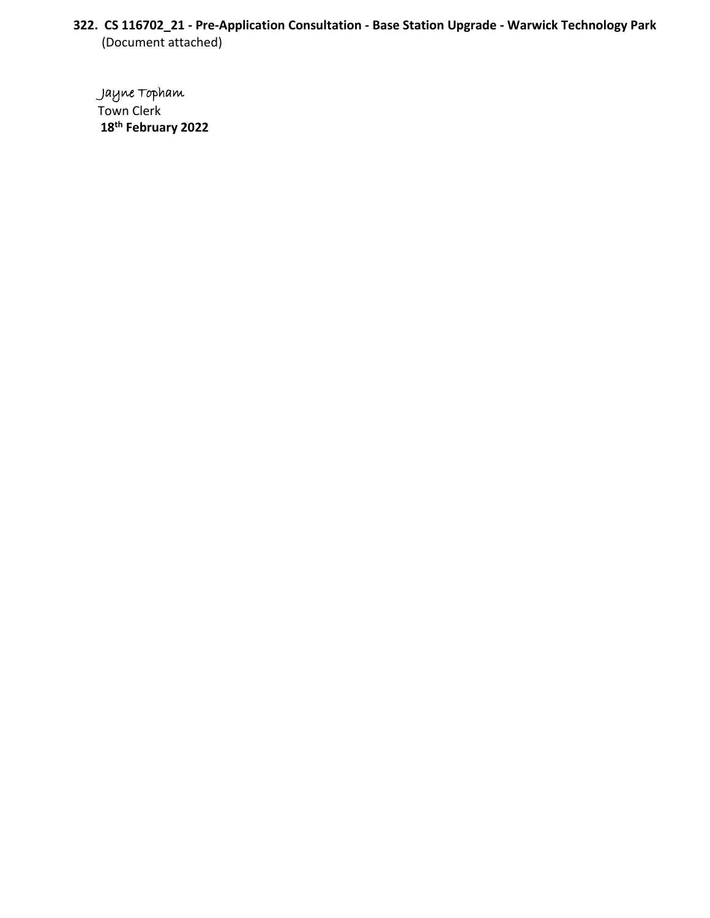**322. CS 116702_21 - Pre-Application Consultation - Base Station Upgrade - Warwick Technology Park**
(Document attached)

Jayne Topham
Town Clerk
**18th February 2022**